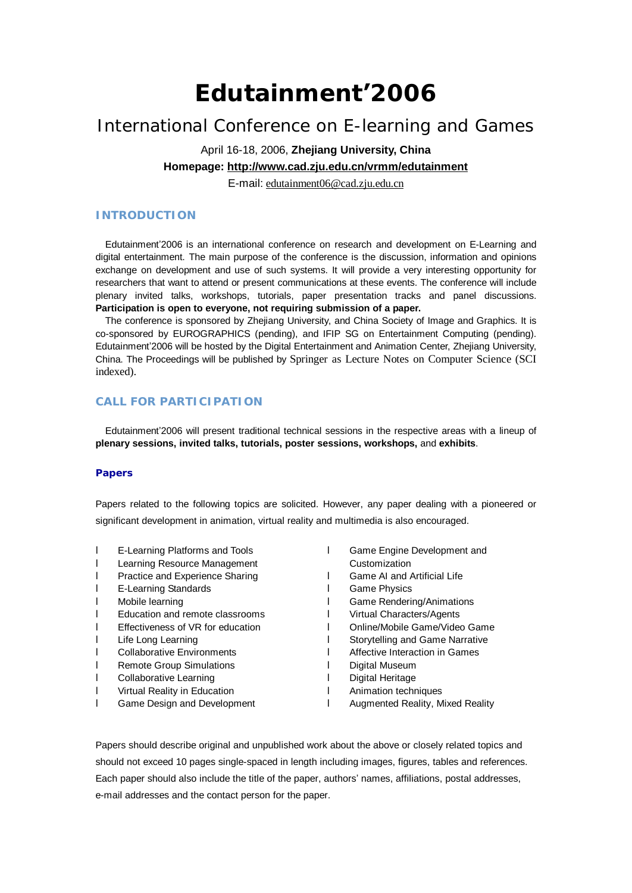# Edutainment'2006

## International Conference on E-learning and Games

April 16-18, 2006, **Zhejiang University, China**

**Homepage: http://www.cad.zju.edu.cn/vrmm/edutainment**

E-mail: edutainment06@cad.zju.edu.cn

## INTRODUCTION

Edutainment'2006 is an international conference on research and development on E-Learning and digital entertainment. The main purpose of the conference is the discussion, information and opinions exchange on development and use of such systems. It will provide a very interesting opportunity for researchers that want to attend or present communications at these events. The conference will include plenary invited talks, workshops, tutorials, paper presentation tracks and panel discussions. **Participation is open to everyone, not requiring submission of a paper.**

The conference is sponsored by Zhejiang University, and China Society of Image and Graphics. It is co-sponsored by EUROGRAPHICS (pending), and IFIP SG on Entertainment Computing (pending). Edutainment'2006 will be hosted by the Digital Entertainment and Animation Center, Zhejiang University, China. The Proceedings will be published by Springer as Lecture Notes on Computer Science (SCI indexed).

## CALL FOR PARTICIPATION

Edutainment'2006 will present traditional technical sessions in the respective areas with a lineup of **plenary sessions, invited talks, tutorials, poster sessions, workshops,** and **exhibits**.

### Papers

Papers related to the following topics are solicited. However, any paper dealing with a pioneered or significant development in animation, virtual reality and multimedia is also encouraged.

- E-Learning Platforms and Tools
- Learning Resource Management
- Practice and Experience Sharing
- E-Learning Standards
- Mobile learning
- Education and remote classrooms
- Effectiveness of VR for education
- Life Long Learning
- Collaborative Environments
- Remote Group Simulations
- Collaborative Learning
- Virtual Reality in Education
- Game Design and Development
- Game Engine Development and Customization
- Game AI and Artificial Life
- Game Physics
- Game Rendering/Animations
- Virtual Characters/Agents
- Online/Mobile Game/Video Game
- Storytelling and Game Narrative
- Affective Interaction in Games
- Digital Museum
- Digital Heritage
- Animation techniques
- Augmented Reality, Mixed Reality

Papers should describe original and unpublished work about the above or closely related topics and should not exceed 10 pages single-spaced in length including images, figures, tables and references. Each paper should also include the title of the paper, authors' names, affiliations, postal addresses, e-mail addresses and the contact person for the paper.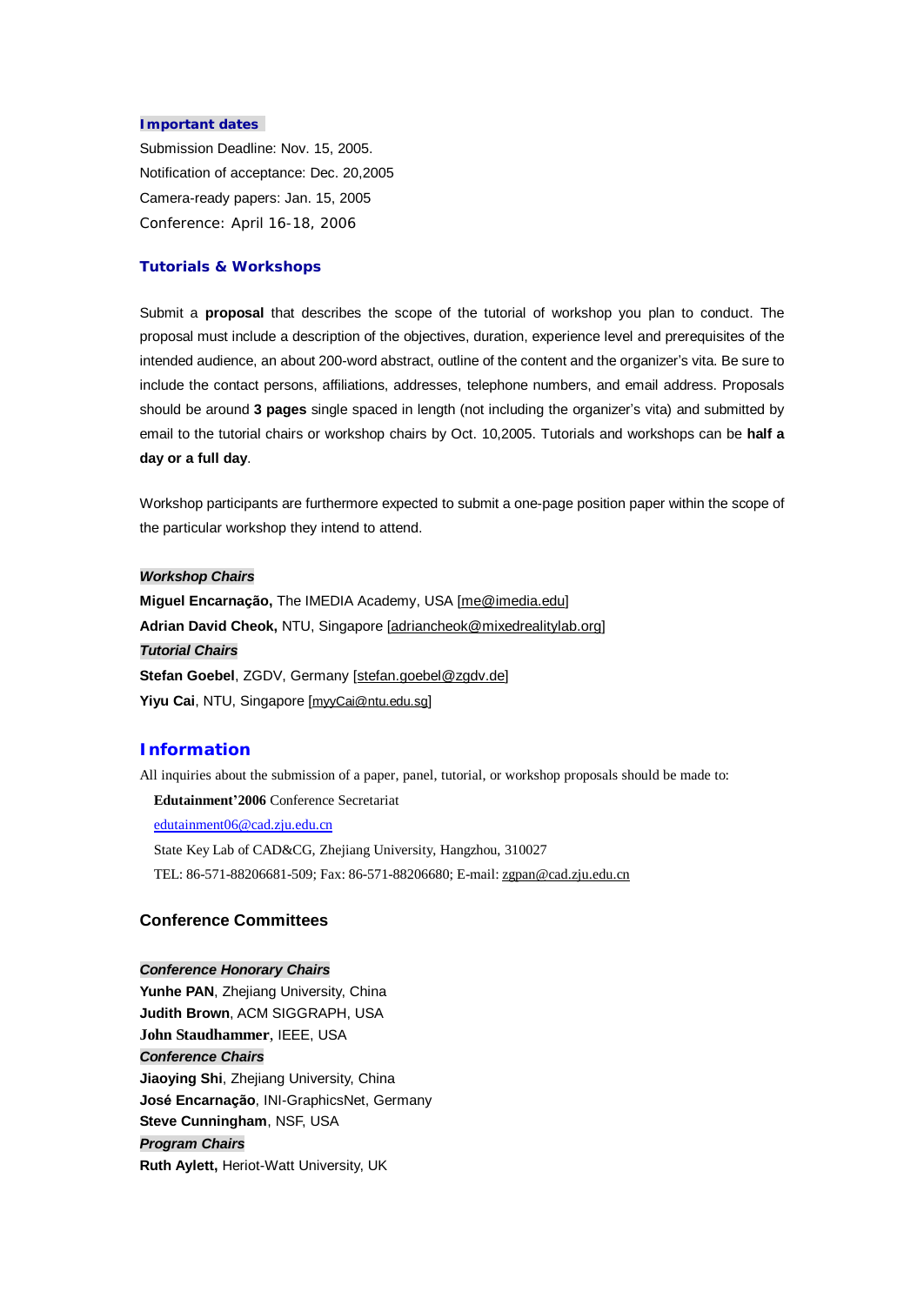### Important dates

Submission Deadline: Nov. 15, 2005.

Notification of acceptance: Dec. 20,2005

Camera-ready papers: Jan. 15, 2005

Conference: April 16-18, 2006

### Tutorials & Workshops

Submit a **proposal** that describes the scope of the tutorial of workshop you plan to conduct. The proposal must include a description of the objectives, duration, experience level and prerequisites of the intended audience, an about 200-word abstract, outline of the content and the organizer's vita. Be sure to include the contact persons, affiliations, addresses, telephone numbers, and email address. Proposals should be around **3 pages** single spaced in length (not including the organizer's vita) and submitted by email to the tutorial chairs or workshop chairs by Oct. 10,2005. Tutorials and workshops can be **half a day or a full day**.

Workshop participants are furthermore expected to submit a one-page position paper within the scope of the particular workshop they intend to attend.

***Workshop Chairs***

**Miguel Encarnação,** The IMEDIA Academy, USA [me@imedia.edu]

**Adrian David Cheok,** NTU, Singapore [adriancheok@mixedrealitylab.org]

***Tutorial Chairs***

**Stefan Goebel**, ZGDV, Germany [stefan.goebel@zgdv.de]

**Yiyu Cai**, NTU, Singapore [myyCai@ntu.edu.sg]

## Information

All inquiries about the submission of a paper, panel, tutorial, or workshop proposals should be made to:

**Edutainment'2006** Conference Secretariat

edutainment06@cad.zju.edu.cn

State Key Lab of CAD&CG, Zhejiang University, Hangzhou, 310027

TEL: 86-571-88206681-509; Fax: 86-571-88206680; E-mail: zgpan@cad.zju.edu.cn

### Conference Committees

***Conference Honorary Chairs***

**Yunhe PAN**, Zhejiang University, China

**Judith Brown**, ACM SIGGRAPH, USA

**John Staudhammer**, IEEE, USA

***Conference Chairs***

**Jiaoying Shi**, Zhejiang University, China

**José Encarnação**, INI-GraphicsNet, Germany

**Steve Cunningham**, NSF, USA

***Program Chairs***

**Ruth Aylett,** Heriot-Watt University, UK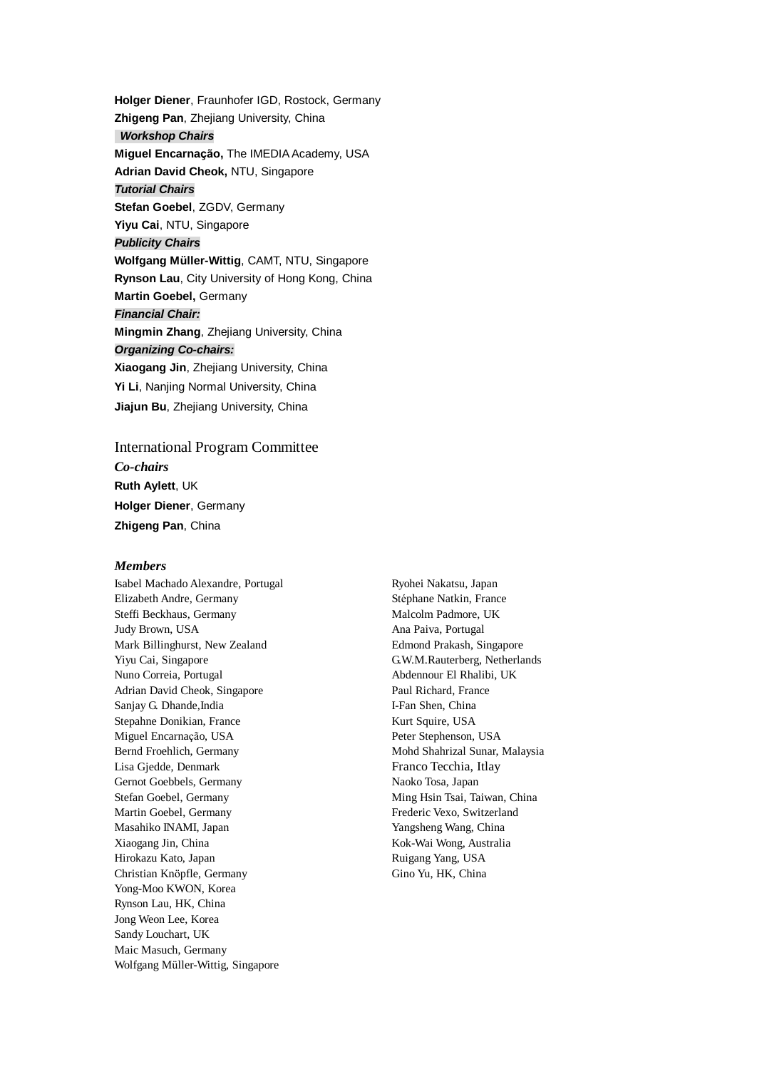**Holger Diener**, Fraunhofer IGD, Rostock, Germany
**Zhigeng Pan**, Zhejiang University, China

***Workshop Chairs***

**Miguel Encarnação,** The IMEDIA Academy, USA
**Adrian David Cheok,** NTU, Singapore

***Tutorial Chairs***

**Stefan Goebel**, ZGDV, Germany
**Yiyu Cai**, NTU, Singapore

***Publicity Chairs***

**Wolfgang Müller-Wittig**, CAMT, NTU, Singapore
**Rynson Lau**, City University of Hong Kong, China
**Martin Goebel,** Germany

***Financial Chair:***

**Mingmin Zhang**, Zhejiang University, China

***Organizing Co-chairs:***

**Xiaogang Jin**, Zhejiang University, China
**Yi Li**, Nanjing Normal University, China
**Jiajun Bu**, Zhejiang University, China

## International Program Committee

***Co-chairs***

**Ruth Aylett**, UK
**Holger Diener**, Germany
**Zhigeng Pan**, China

***Members***

Isabel Machado Alexandre, Portugal
Elizabeth Andre, Germany
Steffi Beckhaus, Germany
Judy Brown, USA
Mark Billinghurst, New Zealand
Yiyu Cai, Singapore
Nuno Correia, Portugal
Adrian David Cheok, Singapore
Sanjay G. Dhande,India
Stepahne Donikian, France
Miguel Encarnação, USA
Bernd Froehlich, Germany
Lisa Gjedde, Denmark
Gernot Goebbels, Germany
Stefan Goebel, Germany
Martin Goebel, Germany
Masahiko INAMI, Japan
Xiaogang Jin, China
Hirokazu Kato, Japan
Christian Knöpfle, Germany
Yong-Moo KWON, Korea
Rynson Lau, HK, China
Jong Weon Lee, Korea
Sandy Louchart, UK
Maic Masuch, Germany
Wolfgang Müller-Wittig, Singapore
Ryohei Nakatsu, Japan
Stéphane Natkin, France
Malcolm Padmore, UK
Ana Paiva, Portugal
Edmond Prakash, Singapore
G.W.M.Rauterberg, Netherlands
Abdennour El Rhalibi, UK
Paul Richard, France
I-Fan Shen, China
Kurt Squire, USA
Peter Stephenson, USA
Mohd Shahrizal Sunar, Malaysia
Franco Tecchia, Itlay
Naoko Tosa, Japan
Ming Hsin Tsai, Taiwan, China
Frederic Vexo, Switzerland
Yangsheng Wang, China
Kok-Wai Wong, Australia
Ruigang Yang, USA
Gino Yu, HK, China